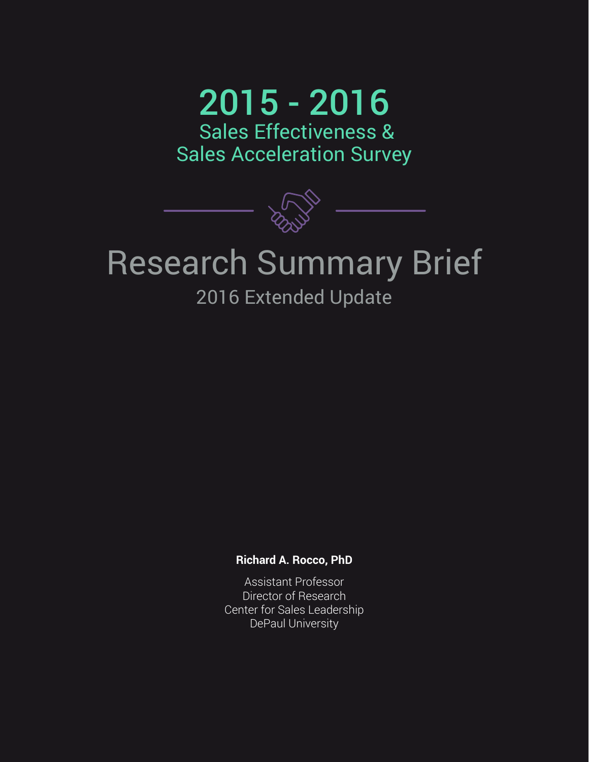# 2015 - 2016

## Sales Effectiveness & Sales Acceleration Survey

# Research Summary Brief

## 2016 Extended Update

**Richard A. Rocco, PhD**

Assistant Professor
Director of Research
Center for Sales Leadership
DePaul University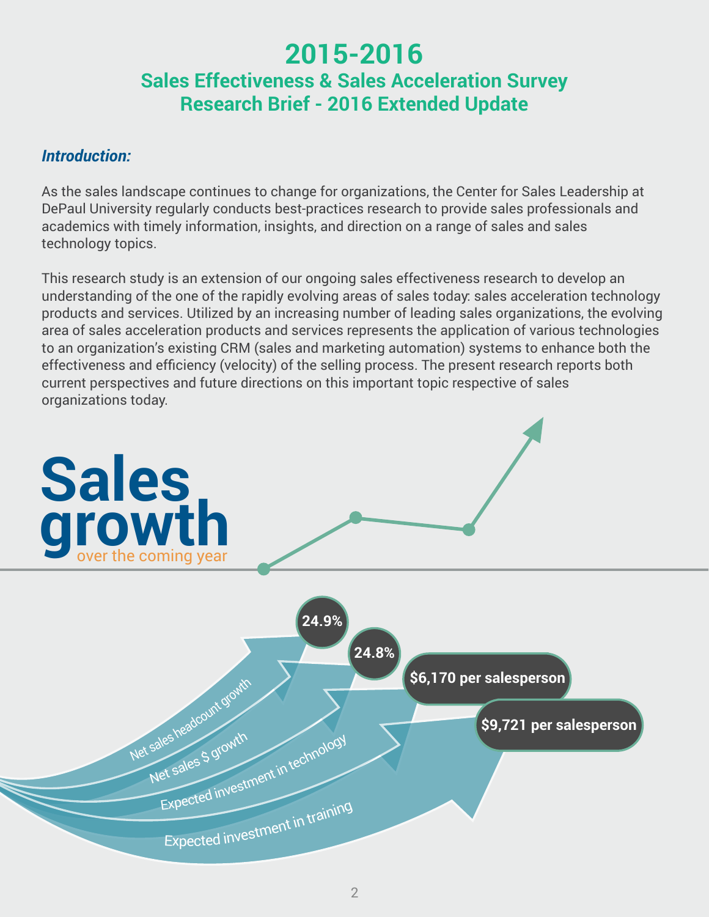# 2015-2016

## Sales Effectiveness & Sales Acceleration Survey Research Brief - 2016 Extended Update

### *Introduction:*

As the sales landscape continues to change for organizations, the Center for Sales Leadership at DePaul University regularly conducts best-practices research to provide sales professionals and academics with timely information, insights, and direction on a range of sales and sales technology topics.

This research study is an extension of our ongoing sales effectiveness research to develop an understanding of the one of the rapidly evolving areas of sales today: sales acceleration technology products and services. Utilized by an increasing number of leading sales organizations, the evolving area of sales acceleration products and services represents the application of various technologies to an organization's existing CRM (sales and marketing automation) systems to enhance both the effectiveness and efficiency (velocity) of the selling process. The present research reports both current perspectives and future directions on this important topic respective of sales organizations today.

## Sales growth

over the coming year

Net sales headcount growth
24.9%

Net sales $ growth
24.8%

Expected investment in technology
$6,170 per salesperson

Expected investment in training
$9,721 per salesperson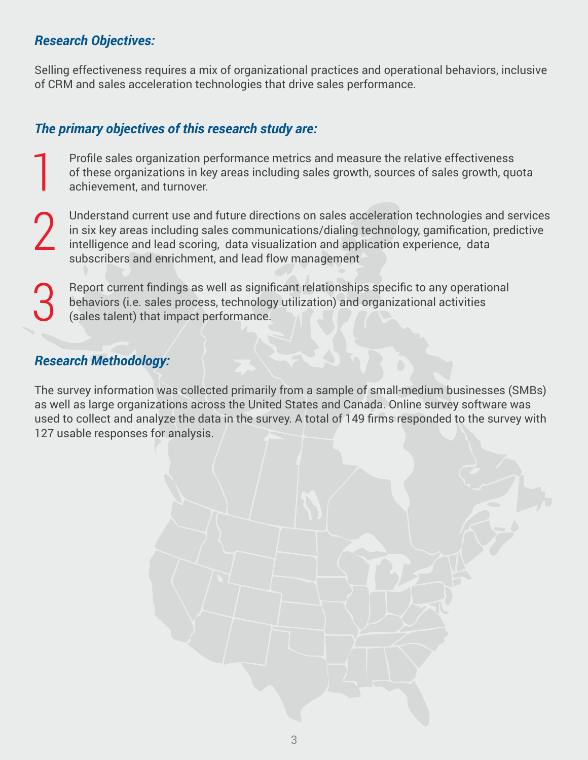### *Research Objectives:*

Selling effectiveness requires a mix of organizational practices and operational behaviors, inclusive of CRM and sales acceleration technologies that drive sales performance.

### *The primary objectives of this research study are:*

1. Profile sales organization performance metrics and measure the relative effectiveness of these organizations in key areas including sales growth, sources of sales growth, quota achievement, and turnover.

2. Understand current use and future directions on sales acceleration technologies and services in six key areas including sales communications/dialing technology, gamification, predictive intelligence and lead scoring, data visualization and application experience, data subscribers and enrichment, and lead flow management

3. Report current findings as well as significant relationships specific to any operational behaviors (i.e. sales process, technology utilization) and organizational activities (sales talent) that impact performance.

### *Research Methodology:*

The survey information was collected primarily from a sample of small-medium businesses (SMBs) as well as large organizations across the United States and Canada. Online survey software was used to collect and analyze the data in the survey. A total of 149 firms responded to the survey with 127 usable responses for analysis.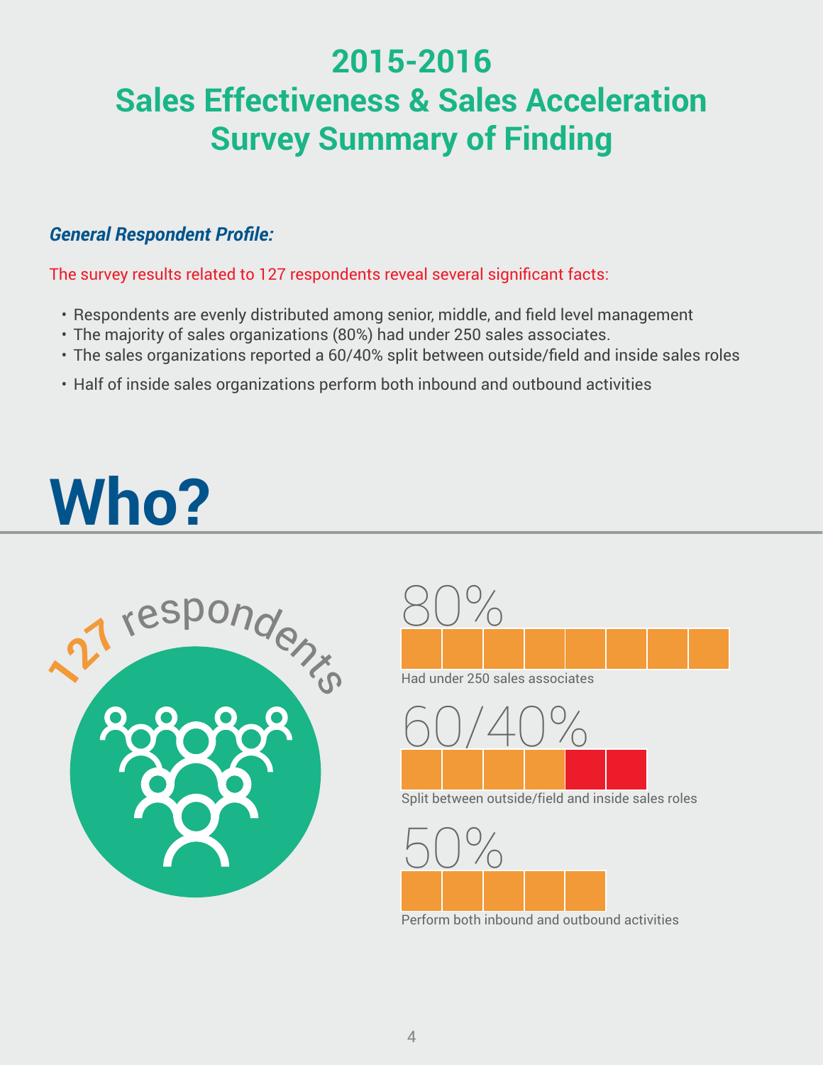# 2015-2016 Sales Effectiveness & Sales Acceleration Survey Summary of Finding

***General Respondent Profile:***

The survey results related to 127 respondents reveal several significant facts:

- Respondents are evenly distributed among senior, middle, and field level management
- The majority of sales organizations (80%) had under 250 sales associates.
- The sales organizations reported a 60/40% split between outside/field and inside sales roles
- Half of inside sales organizations perform both inbound and outbound activities

# Who?

127 respondents

80%

Had under 250 sales associates

60/40%

Split between outside/field and inside sales roles

50%

Perform both inbound and outbound activities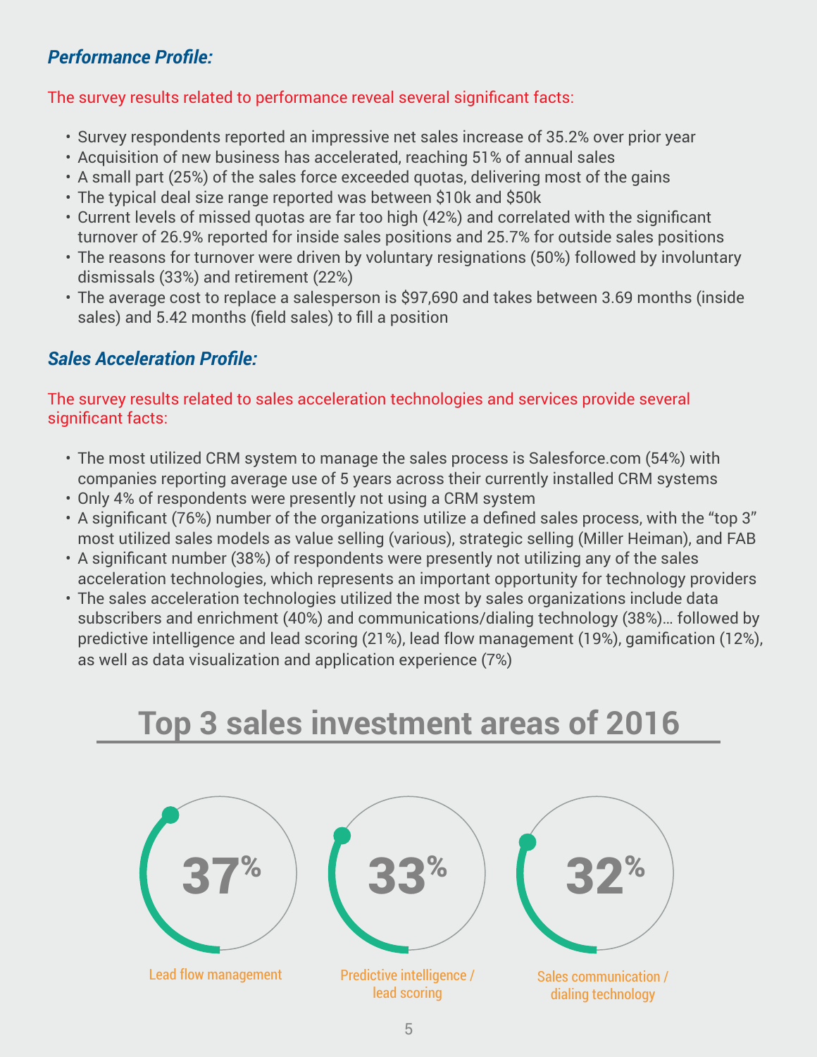### *Performance Profile:*

The survey results related to performance reveal several significant facts:

- Survey respondents reported an impressive net sales increase of 35.2% over prior year
- Acquisition of new business has accelerated, reaching 51% of annual sales
- A small part (25%) of the sales force exceeded quotas, delivering most of the gains
- The typical deal size range reported was between $10k and $50k
- Current levels of missed quotas are far too high (42%) and correlated with the significant turnover of 26.9% reported for inside sales positions and 25.7% for outside sales positions
- The reasons for turnover were driven by voluntary resignations (50%) followed by involuntary dismissals (33%) and retirement (22%)
- The average cost to replace a salesperson is $97,690 and takes between 3.69 months (inside sales) and 5.42 months (field sales) to fill a position

### *Sales Acceleration Profile:*

The survey results related to sales acceleration technologies and services provide several significant facts:

- The most utilized CRM system to manage the sales process is Salesforce.com (54%) with companies reporting average use of 5 years across their currently installed CRM systems
- Only 4% of respondents were presently not using a CRM system
- A significant (76%) number of the organizations utilize a defined sales process, with the "top 3" most utilized sales models as value selling (various), strategic selling (Miller Heiman), and FAB
- A significant number (38%) of respondents were presently not utilizing any of the sales acceleration technologies, which represents an important opportunity for technology providers
- The sales acceleration technologies utilized the most by sales organizations include data subscribers and enrichment (40%) and communications/dialing technology (38%)… followed by predictive intelligence and lead scoring (21%), lead flow management (19%), gamification (12%), as well as data visualization and application experience (7%)

## Top 3 sales investment areas of 2016

37%
Lead flow management

33%
Predictive intelligence / lead scoring

32%
Sales communication / dialing technology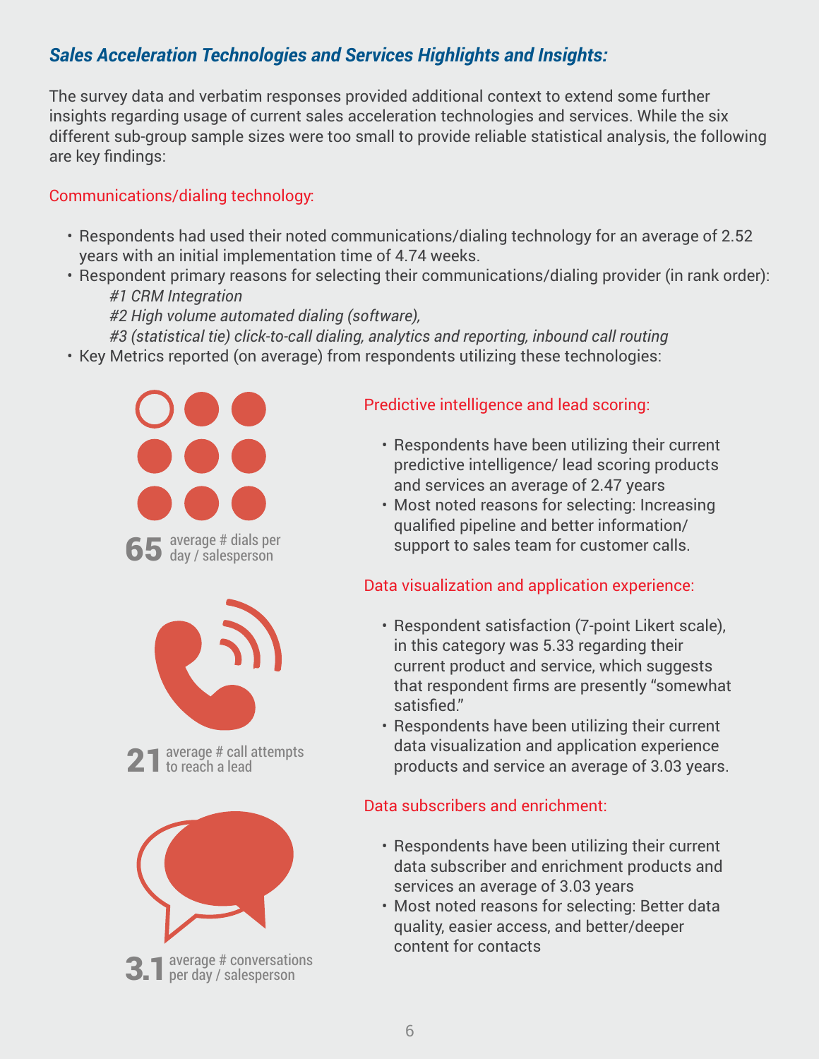### *Sales Acceleration Technologies and Services Highlights and Insights:*

The survey data and verbatim responses provided additional context to extend some further insights regarding usage of current sales acceleration technologies and services. While the six different sub-group sample sizes were too small to provide reliable statistical analysis, the following are key findings:

Communications/dialing technology:

- Respondents had used their noted communications/dialing technology for an average of 2.52 years with an initial implementation time of 4.74 weeks.
- Respondent primary reasons for selecting their communications/dialing provider (in rank order):
  - *#1 CRM Integration*
  - *#2 High volume automated dialing (software),*
  - *#3 (statistical tie) click-to-call dialing, analytics and reporting, inbound call routing*
- Key Metrics reported (on average) from respondents utilizing these technologies:

**65** average # dials per day / salesperson

**21** average # call attempts to reach a lead

**3.1** average # conversations per day / salesperson

Predictive intelligence and lead scoring:

- Respondents have been utilizing their current predictive intelligence/ lead scoring products and services an average of 2.47 years
- Most noted reasons for selecting: Increasing qualified pipeline and better information/ support to sales team for customer calls.

Data visualization and application experience:

- Respondent satisfaction (7-point Likert scale), in this category was 5.33 regarding their current product and service, which suggests that respondent firms are presently "somewhat satisfied."
- Respondents have been utilizing their current data visualization and application experience products and service an average of 3.03 years.

Data subscribers and enrichment:

- Respondents have been utilizing their current data subscriber and enrichment products and services an average of 3.03 years
- Most noted reasons for selecting: Better data quality, easier access, and better/deeper content for contacts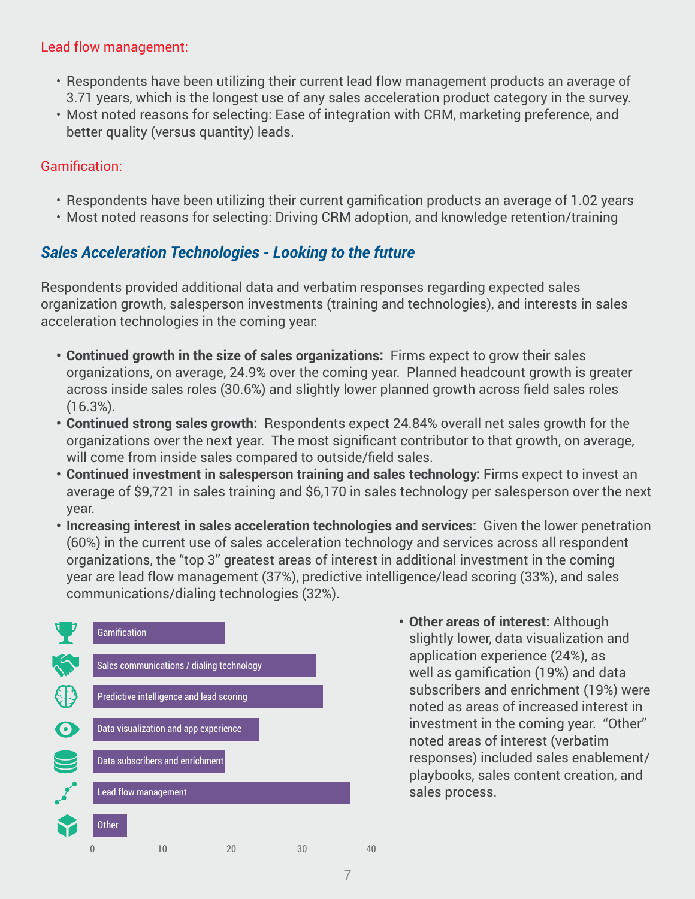Lead flow management:

- Respondents have been utilizing their current lead flow management products an average of 3.71 years, which is the longest use of any sales acceleration product category in the survey.
- Most noted reasons for selecting: Ease of integration with CRM, marketing preference, and better quality (versus quantity) leads.

Gamification:

- Respondents have been utilizing their current gamification products an average of 1.02 years
- Most noted reasons for selecting: Driving CRM adoption, and knowledge retention/training

## *Sales Acceleration Technologies - Looking to the future*

Respondents provided additional data and verbatim responses regarding expected sales organization growth, salesperson investments (training and technologies), and interests in sales acceleration technologies in the coming year.

- **Continued growth in the size of sales organizations:** Firms expect to grow their sales organizations, on average, 24.9% over the coming year. Planned headcount growth is greater across inside sales roles (30.6%) and slightly lower planned growth across field sales roles (16.3%).
- **Continued strong sales growth:** Respondents expect 24.84% overall net sales growth for the organizations over the next year. The most significant contributor to that growth, on average, will come from inside sales compared to outside/field sales.
- **Continued investment in salesperson training and sales technology:** Firms expect to invest an average of $9,721 in sales training and $6,170 in sales technology per salesperson over the next year.
- **Increasing interest in sales acceleration technologies and services:** Given the lower penetration (60%) in the current use of sales acceleration technology and services across all respondent organizations, the "top 3" greatest areas of interest in additional investment in the coming year are lead flow management (37%), predictive intelligence/lead scoring (33%), and sales communications/dialing technologies (32%).

Gamification
Sales communications / dialing technology
Predictive intelligence and lead scoring
Data visualization and app experience
Data subscribers and enrichment
Lead flow management
Other
0 10 20 30 40

- **Other areas of interest:** Although slightly lower, data visualization and application experience (24%), as well as gamification (19%) and data subscribers and enrichment (19%) were noted as areas of increased interest in investment in the coming year. "Other" noted areas of interest (verbatim responses) included sales enablement/playbooks, sales content creation, and sales process.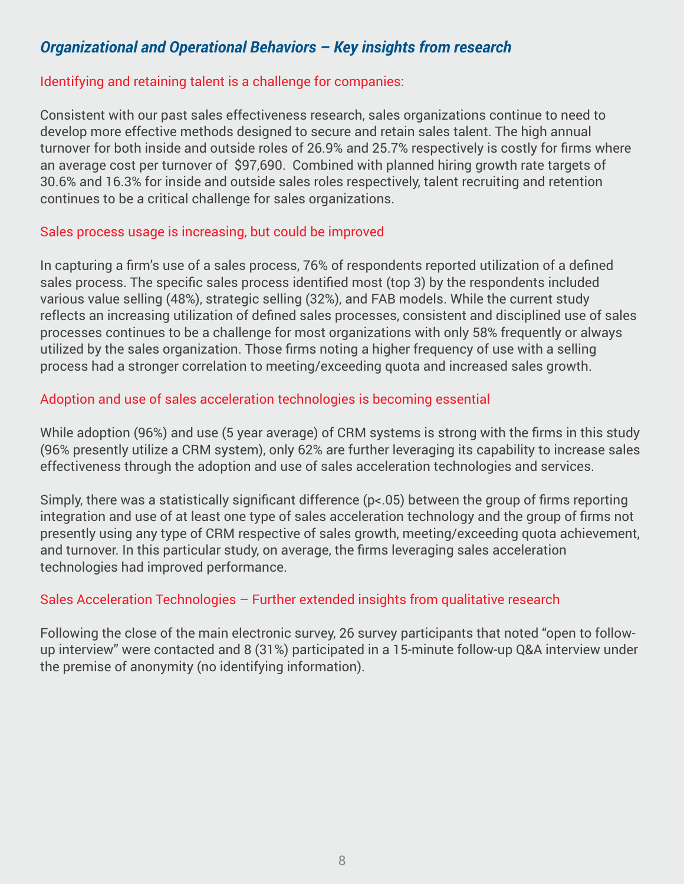## *Organizational and Operational Behaviors – Key insights from research*

### Identifying and retaining talent is a challenge for companies:

Consistent with our past sales effectiveness research, sales organizations continue to need to develop more effective methods designed to secure and retain sales talent. The high annual turnover for both inside and outside roles of 26.9% and 25.7% respectively is costly for firms where an average cost per turnover of  $97,690.  Combined with planned hiring growth rate targets of 30.6% and 16.3% for inside and outside sales roles respectively, talent recruiting and retention continues to be a critical challenge for sales organizations.

### Sales process usage is increasing, but could be improved

In capturing a firm's use of a sales process, 76% of respondents reported utilization of a defined sales process. The specific sales process identified most (top 3) by the respondents included various value selling (48%), strategic selling (32%), and FAB models. While the current study reflects an increasing utilization of defined sales processes, consistent and disciplined use of sales processes continues to be a challenge for most organizations with only 58% frequently or always utilized by the sales organization. Those firms noting a higher frequency of use with a selling process had a stronger correlation to meeting/exceeding quota and increased sales growth.

### Adoption and use of sales acceleration technologies is becoming essential

While adoption (96%) and use (5 year average) of CRM systems is strong with the firms in this study (96% presently utilize a CRM system), only 62% are further leveraging its capability to increase sales effectiveness through the adoption and use of sales acceleration technologies and services.

Simply, there was a statistically significant difference ($p<.05$) between the group of firms reporting integration and use of at least one type of sales acceleration technology and the group of firms not presently using any type of CRM respective of sales growth, meeting/exceeding quota achievement, and turnover. In this particular study, on average, the firms leveraging sales acceleration technologies had improved performance.

### Sales Acceleration Technologies – Further extended insights from qualitative research

Following the close of the main electronic survey, 26 survey participants that noted "open to follow-up interview" were contacted and 8 (31%) participated in a 15-minute follow-up Q&A interview under the premise of anonymity (no identifying information).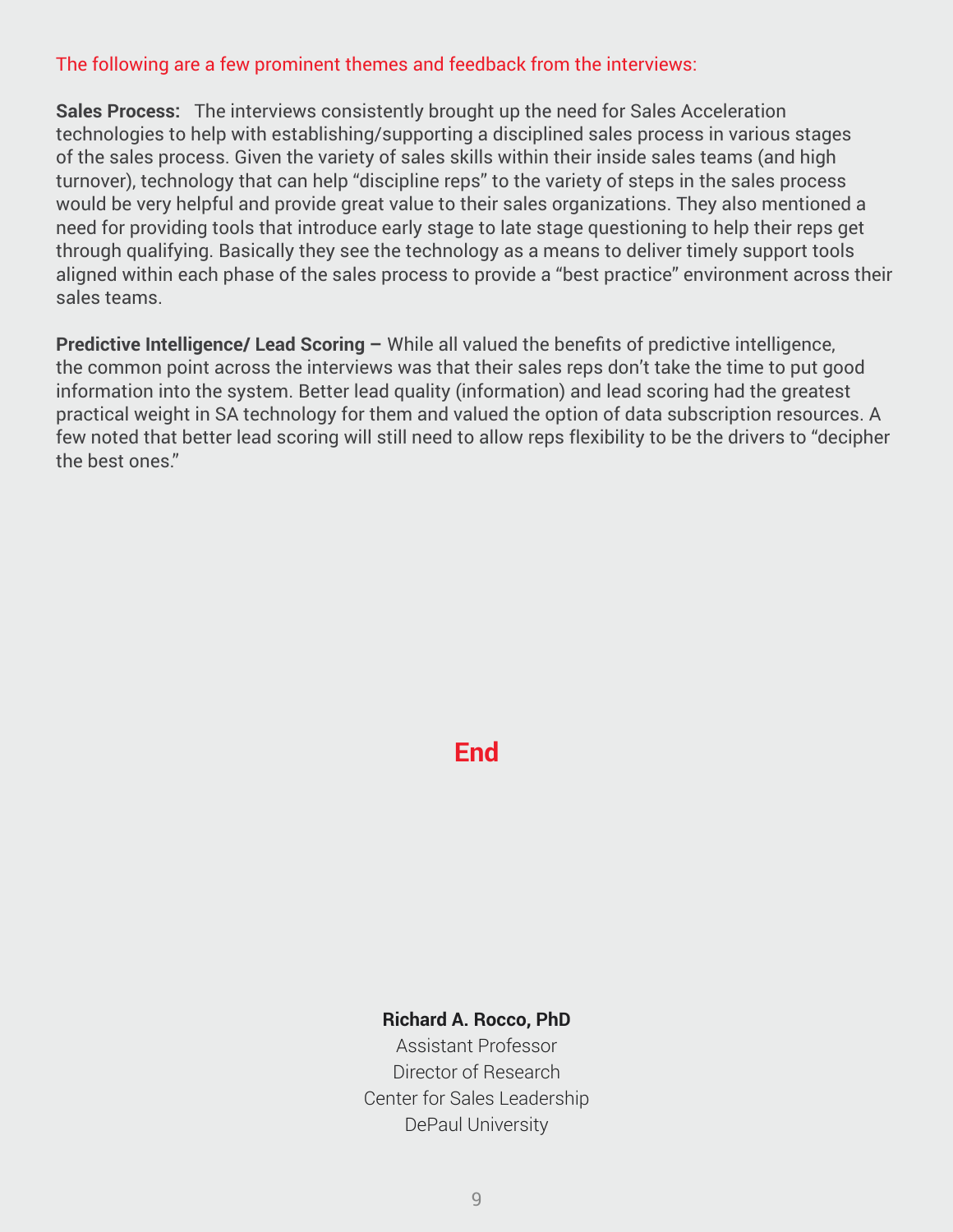The following are a few prominent themes and feedback from the interviews:

**Sales Process:** The interviews consistently brought up the need for Sales Acceleration technologies to help with establishing/supporting a disciplined sales process in various stages of the sales process. Given the variety of sales skills within their inside sales teams (and high turnover), technology that can help "discipline reps" to the variety of steps in the sales process would be very helpful and provide great value to their sales organizations. They also mentioned a need for providing tools that introduce early stage to late stage questioning to help their reps get through qualifying. Basically they see the technology as a means to deliver timely support tools aligned within each phase of the sales process to provide a "best practice" environment across their sales teams.

**Predictive Intelligence/ Lead Scoring –** While all valued the benefits of predictive intelligence, the common point across the interviews was that their sales reps don't take the time to put good information into the system. Better lead quality (information) and lead scoring had the greatest practical weight in SA technology for them and valued the option of data subscription resources. A few noted that better lead scoring will still need to allow reps flexibility to be the drivers to "decipher the best ones."

**End**

**Richard A. Rocco, PhD**
Assistant Professor
Director of Research
Center for Sales Leadership
DePaul University